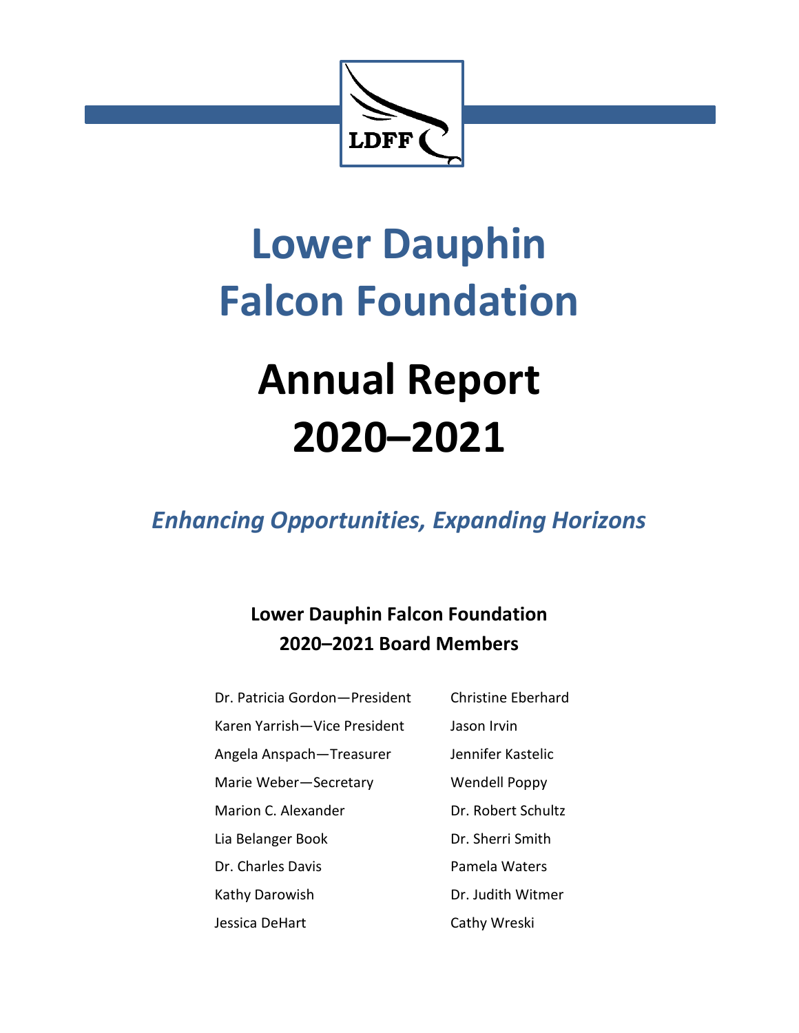LDFF

# Lower Dauphin Falcon Foundation

# Annual Report 2020–2021

*Enhancing Opportunities, Expanding Horizons*

## Lower Dauphin Falcon Foundation 2020–2021 Board Members

Dr. Patricia Gordon—President
Karen Yarrish—Vice President
Angela Anspach—Treasurer
Marie Weber—Secretary
Marion C. Alexander
Lia Belanger Book
Dr. Charles Davis
Kathy Darowish
Jessica DeHart
Christine Eberhard
Jason Irvin
Jennifer Kastelic
Wendell Poppy
Dr. Robert Schultz
Dr. Sherri Smith
Pamela Waters
Dr. Judith Witmer
Cathy Wreski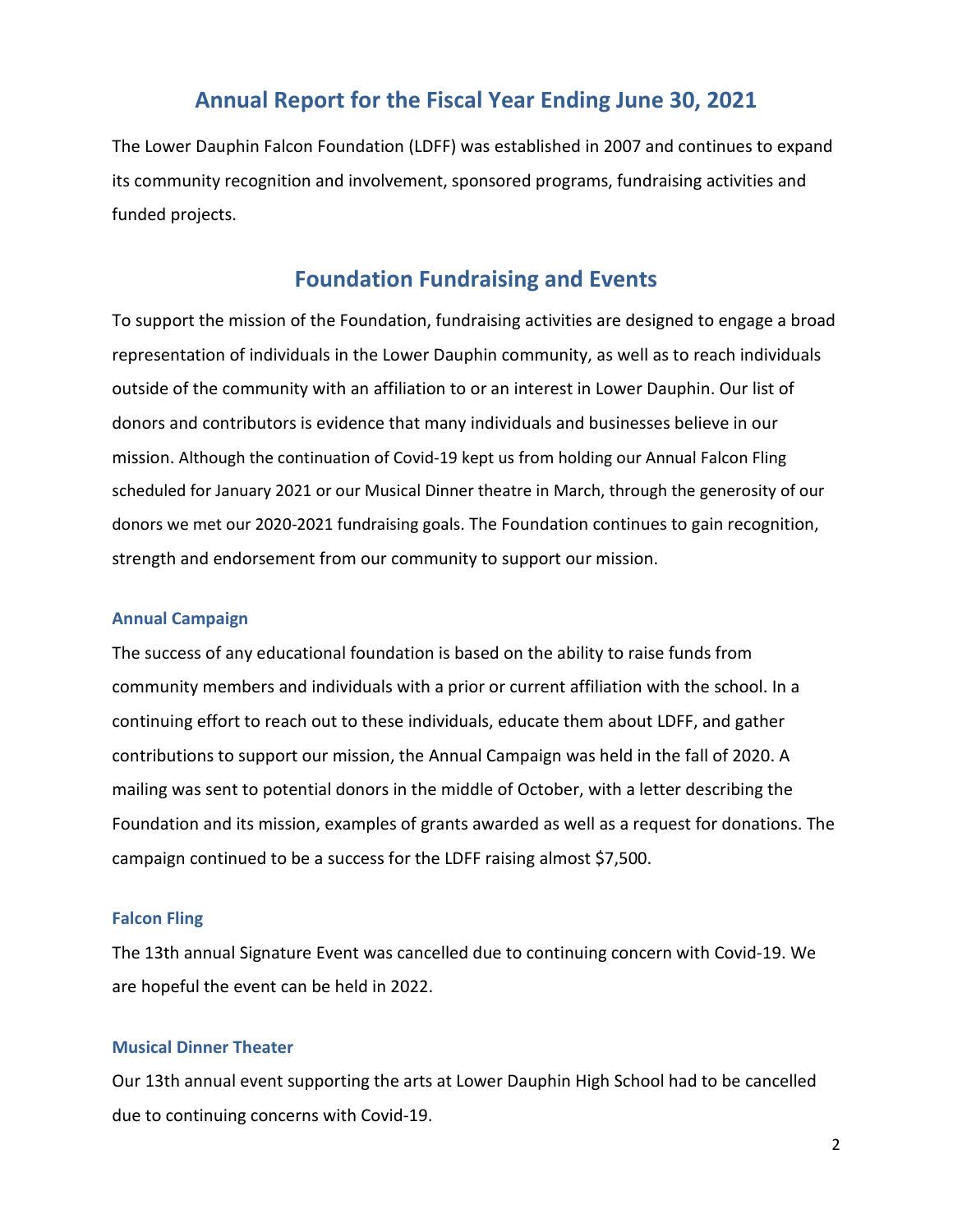## Annual Report for the Fiscal Year Ending June 30, 2021

The Lower Dauphin Falcon Foundation (LDFF) was established in 2007 and continues to expand its community recognition and involvement, sponsored programs, fundraising activities and funded projects.

## Foundation Fundraising and Events

To support the mission of the Foundation, fundraising activities are designed to engage a broad representation of individuals in the Lower Dauphin community, as well as to reach individuals outside of the community with an affiliation to or an interest in Lower Dauphin. Our list of donors and contributors is evidence that many individuals and businesses believe in our mission. Although the continuation of Covid-19 kept us from holding our Annual Falcon Fling scheduled for January 2021 or our Musical Dinner theatre in March, through the generosity of our donors we met our 2020-2021 fundraising goals. The Foundation continues to gain recognition, strength and endorsement from our community to support our mission.

### Annual Campaign

The success of any educational foundation is based on the ability to raise funds from community members and individuals with a prior or current affiliation with the school. In a continuing effort to reach out to these individuals, educate them about LDFF, and gather contributions to support our mission, the Annual Campaign was held in the fall of 2020. A mailing was sent to potential donors in the middle of October, with a letter describing the Foundation and its mission, examples of grants awarded as well as a request for donations. The campaign continued to be a success for the LDFF raising almost $7,500.

### Falcon Fling

The 13th annual Signature Event was cancelled due to continuing concern with Covid-19. We are hopeful the event can be held in 2022.

### Musical Dinner Theater

Our 13th annual event supporting the arts at Lower Dauphin High School had to be cancelled due to continuing concerns with Covid-19.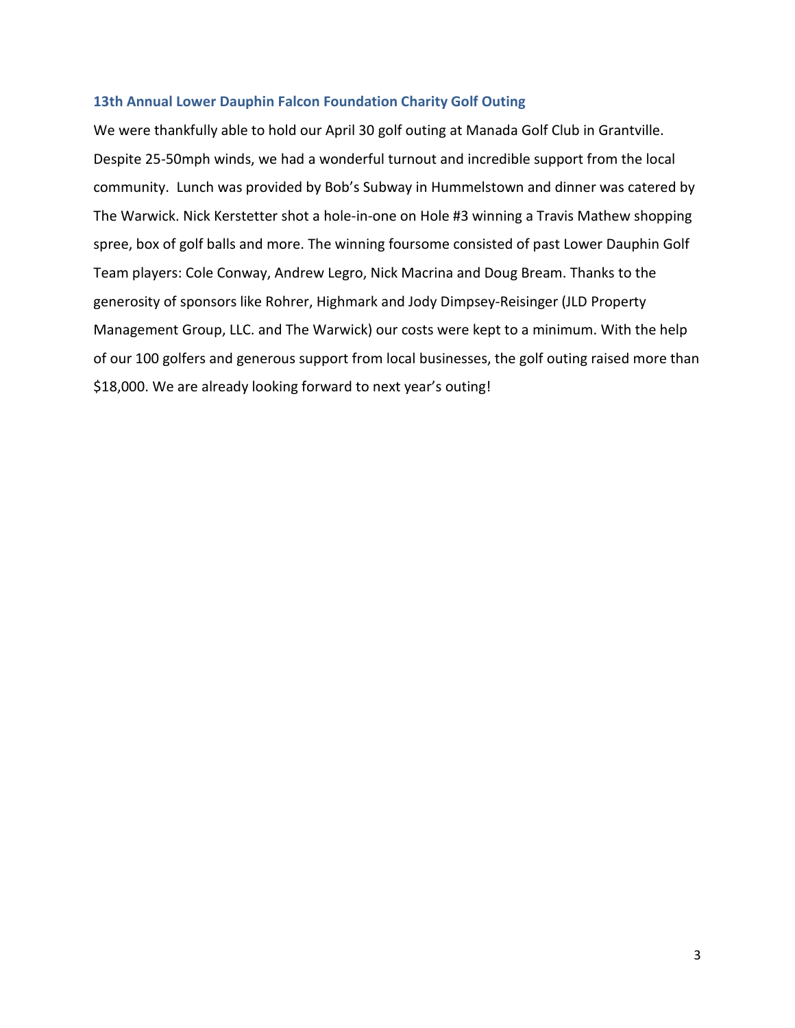### 13th Annual Lower Dauphin Falcon Foundation Charity Golf Outing

We were thankfully able to hold our April 30 golf outing at Manada Golf Club in Grantville. Despite 25-50mph winds, we had a wonderful turnout and incredible support from the local community. Lunch was provided by Bob's Subway in Hummelstown and dinner was catered by The Warwick. Nick Kerstetter shot a hole-in-one on Hole #3 winning a Travis Mathew shopping spree, box of golf balls and more. The winning foursome consisted of past Lower Dauphin Golf Team players: Cole Conway, Andrew Legro, Nick Macrina and Doug Bream. Thanks to the generosity of sponsors like Rohrer, Highmark and Jody Dimpsey-Reisinger (JLD Property Management Group, LLC. and The Warwick) our costs were kept to a minimum. With the help of our 100 golfers and generous support from local businesses, the golf outing raised more than $18,000. We are already looking forward to next year's outing!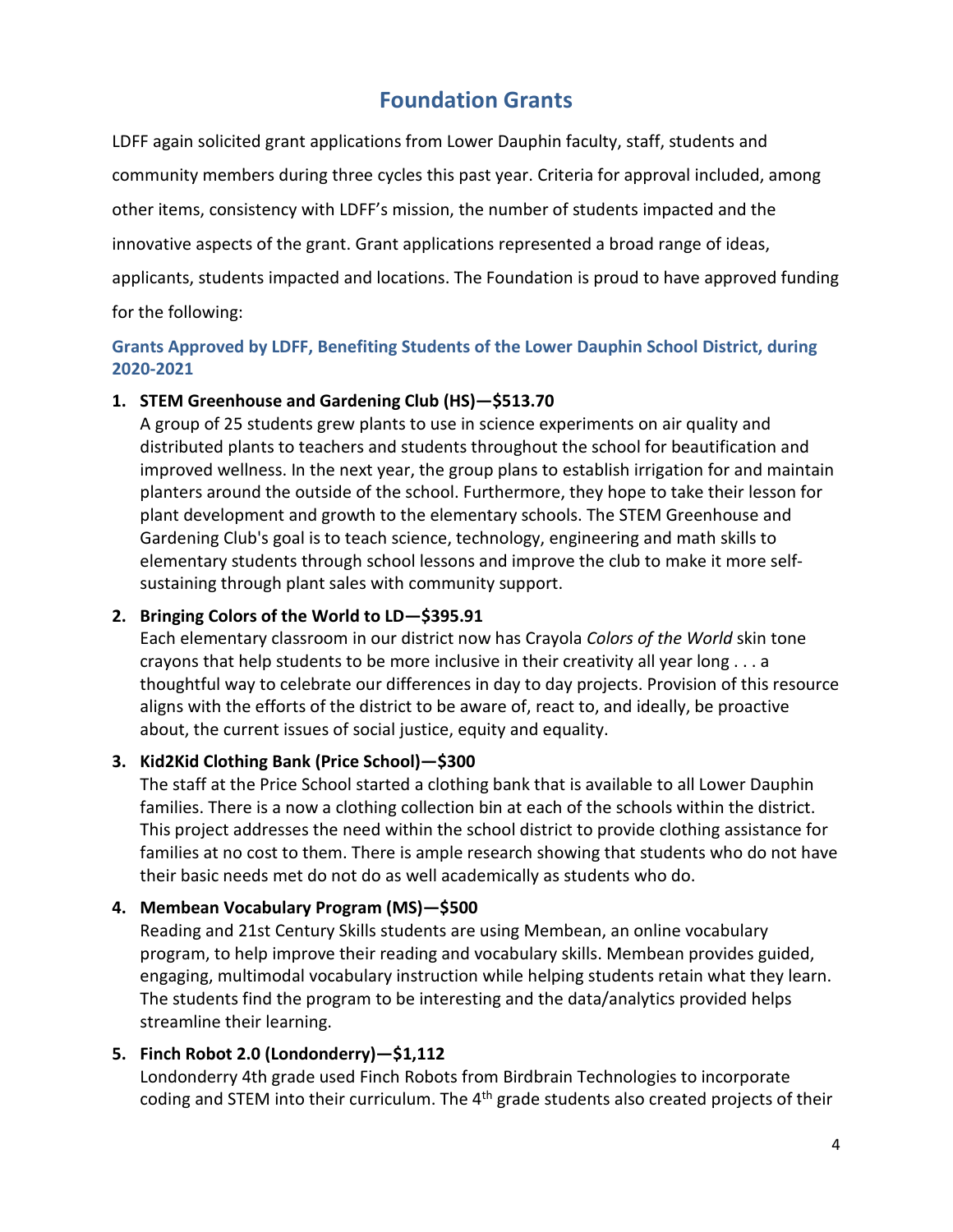# Foundation Grants

LDFF again solicited grant applications from Lower Dauphin faculty, staff, students and community members during three cycles this past year. Criteria for approval included, among other items, consistency with LDFF's mission, the number of students impacted and the innovative aspects of the grant. Grant applications represented a broad range of ideas, applicants, students impacted and locations. The Foundation is proud to have approved funding for the following:

### Grants Approved by LDFF, Benefiting Students of the Lower Dauphin School District, during 2020-2021

1. **STEM Greenhouse and Gardening Club (HS)—$513.70**
   A group of 25 students grew plants to use in science experiments on air quality and distributed plants to teachers and students throughout the school for beautification and improved wellness. In the next year, the group plans to establish irrigation for and maintain planters around the outside of the school. Furthermore, they hope to take their lesson for plant development and growth to the elementary schools. The STEM Greenhouse and Gardening Club's goal is to teach science, technology, engineering and math skills to elementary students through school lessons and improve the club to make it more self-sustaining through plant sales with community support.

2. **Bringing Colors of the World to LD—$395.91**
   Each elementary classroom in our district now has Crayola *Colors of the World* skin tone crayons that help students to be more inclusive in their creativity all year long . . . a thoughtful way to celebrate our differences in day to day projects. Provision of this resource aligns with the efforts of the district to be aware of, react to, and ideally, be proactive about, the current issues of social justice, equity and equality.

3. **Kid2Kid Clothing Bank (Price School)—$300**
   The staff at the Price School started a clothing bank that is available to all Lower Dauphin families. There is a now a clothing collection bin at each of the schools within the district. This project addresses the need within the school district to provide clothing assistance for families at no cost to them. There is ample research showing that students who do not have their basic needs met do not do as well academically as students who do.

4. **Membean Vocabulary Program (MS)—$500**
   Reading and 21st Century Skills students are using Membean, an online vocabulary program, to help improve their reading and vocabulary skills. Membean provides guided, engaging, multimodal vocabulary instruction while helping students retain what they learn. The students find the program to be interesting and the data/analytics provided helps streamline their learning.

5. **Finch Robot 2.0 (Londonderry)—$1,112**
   Londonderry 4th grade used Finch Robots from Birdbrain Technologies to incorporate coding and STEM into their curriculum. The 4th grade students also created projects of their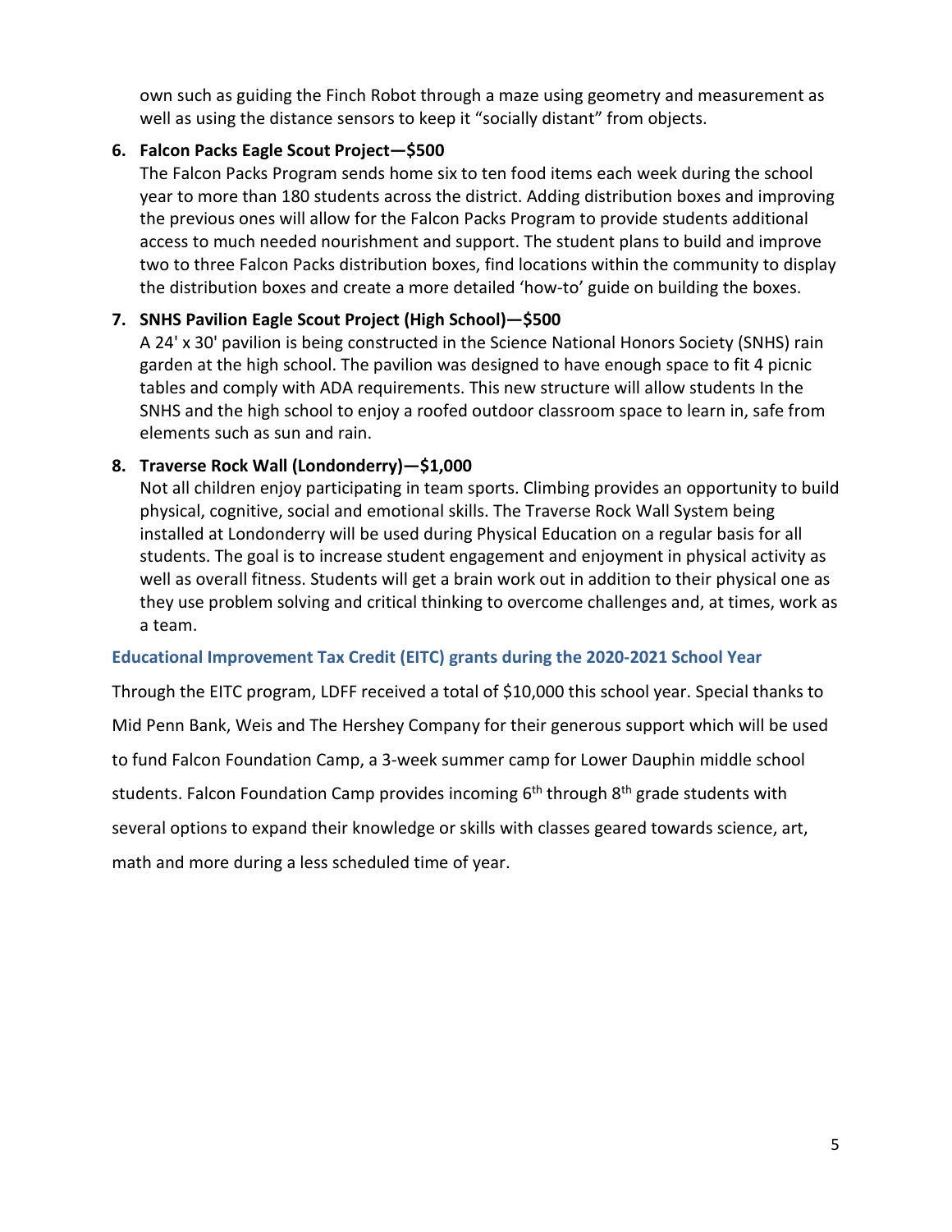own such as guiding the Finch Robot through a maze using geometry and measurement as well as using the distance sensors to keep it "socially distant" from objects.

6. **Falcon Packs Eagle Scout Project—$500**
   The Falcon Packs Program sends home six to ten food items each week during the school year to more than 180 students across the district. Adding distribution boxes and improving the previous ones will allow for the Falcon Packs Program to provide students additional access to much needed nourishment and support. The student plans to build and improve two to three Falcon Packs distribution boxes, find locations within the community to display the distribution boxes and create a more detailed 'how-to' guide on building the boxes.

7. **SNHS Pavilion Eagle Scout Project (High School)—$500**
   A 24' x 30' pavilion is being constructed in the Science National Honors Society (SNHS) rain garden at the high school. The pavilion was designed to have enough space to fit 4 picnic tables and comply with ADA requirements. This new structure will allow students In the SNHS and the high school to enjoy a roofed outdoor classroom space to learn in, safe from elements such as sun and rain.

8. **Traverse Rock Wall (Londonderry)—$1,000**
   Not all children enjoy participating in team sports. Climbing provides an opportunity to build physical, cognitive, social and emotional skills. The Traverse Rock Wall System being installed at Londonderry will be used during Physical Education on a regular basis for all students. The goal is to increase student engagement and enjoyment in physical activity as well as overall fitness. Students will get a brain work out in addition to their physical one as they use problem solving and critical thinking to overcome challenges and, at times, work as a team.

### Educational Improvement Tax Credit (EITC) grants during the 2020-2021 School Year

Through the EITC program, LDFF received a total of $10,000 this school year. Special thanks to Mid Penn Bank, Weis and The Hershey Company for their generous support which will be used to fund Falcon Foundation Camp, a 3-week summer camp for Lower Dauphin middle school students. Falcon Foundation Camp provides incoming 6th through 8th grade students with several options to expand their knowledge or skills with classes geared towards science, art, math and more during a less scheduled time of year.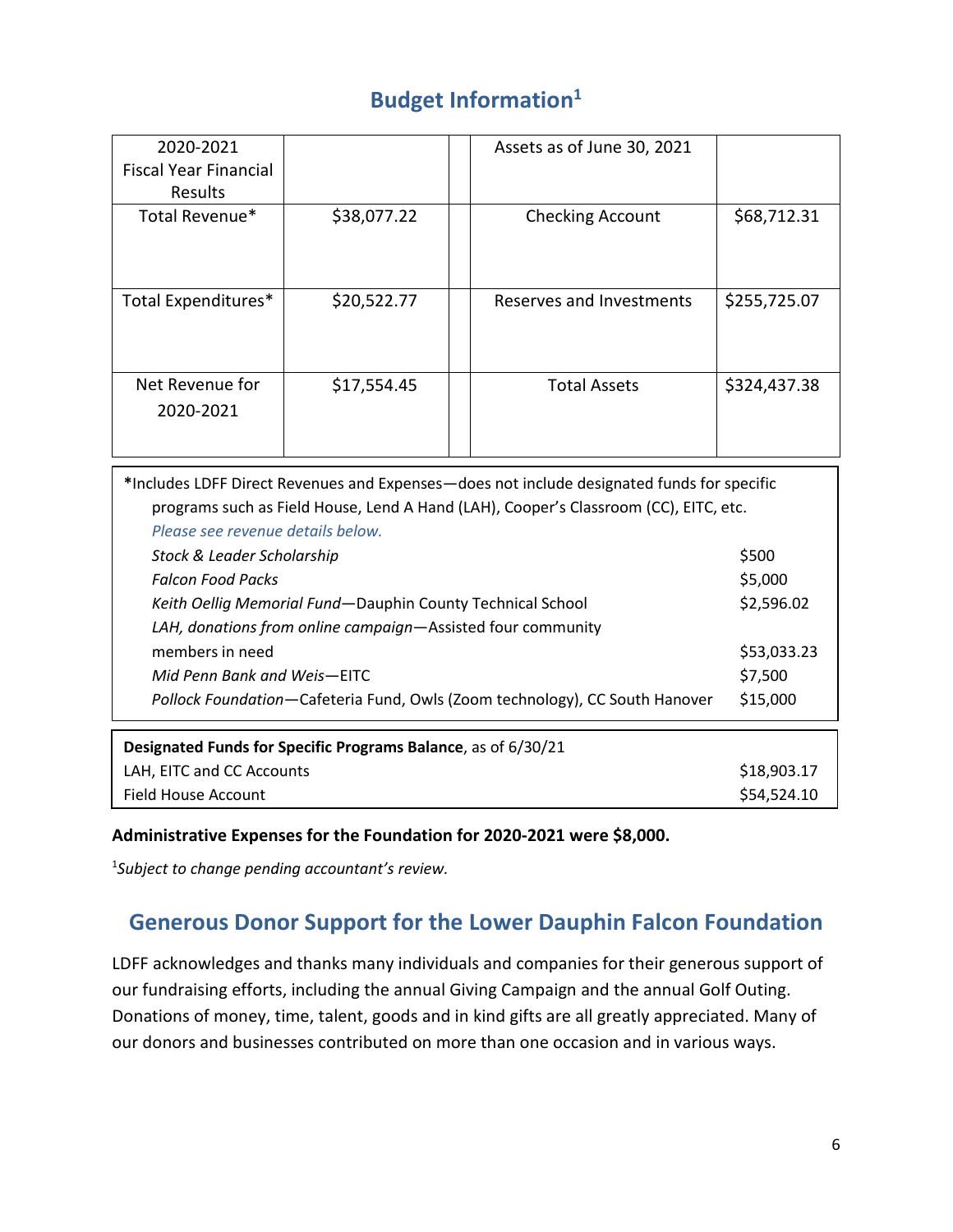## Budget Information[1]

| 2020-2021 Fiscal Year Financial Results | | | Assets as of June 30, 2021 | |
|---|---|---|---|---|
| Total Revenue* | $38,077.22 | | Checking Account | $68,712.31 |
| Total Expenditures* | $20,522.77 | | Reserves and Investments | $255,725.07 |
| Net Revenue for 2020-2021 | $17,554.45 | | Total Assets | $324,437.38 |

***Includes LDFF Direct Revenues and Expenses—does not include designated funds for specific programs such as Field House, Lend A Hand (LAH), Cooper's Classroom (CC), EITC, etc.**

*Please see revenue details below.*

| | |
|---|---|
| *Stock & Leader Scholarship* | $500 |
| *Falcon Food Packs* | $5,000 |
| *Keith Oellig Memorial Fund*—Dauphin County Technical School | $2,596.02 |
| *LAH, donations from online campaign*—Assisted four community members in need | $53,033.23 |
| *Mid Penn Bank and Weis*—EITC | $7,500 |
| *Pollock Foundation*—Cafeteria Fund, Owls (Zoom technology), CC South Hanover | $15,000 |

| **Designated Funds for Specific Programs Balance**, as of 6/30/21 | |
|---|---|
| LAH, EITC and CC Accounts | $18,903.17 |
| Field House Account | $54,524.10 |

**Administrative Expenses for the Foundation for 2020-2021 were $8,000.**

[1]*Subject to change pending accountant's review.*

## Generous Donor Support for the Lower Dauphin Falcon Foundation

LDFF acknowledges and thanks many individuals and companies for their generous support of our fundraising efforts, including the annual Giving Campaign and the annual Golf Outing. Donations of money, time, talent, goods and in kind gifts are all greatly appreciated. Many of our donors and businesses contributed on more than one occasion and in various ways.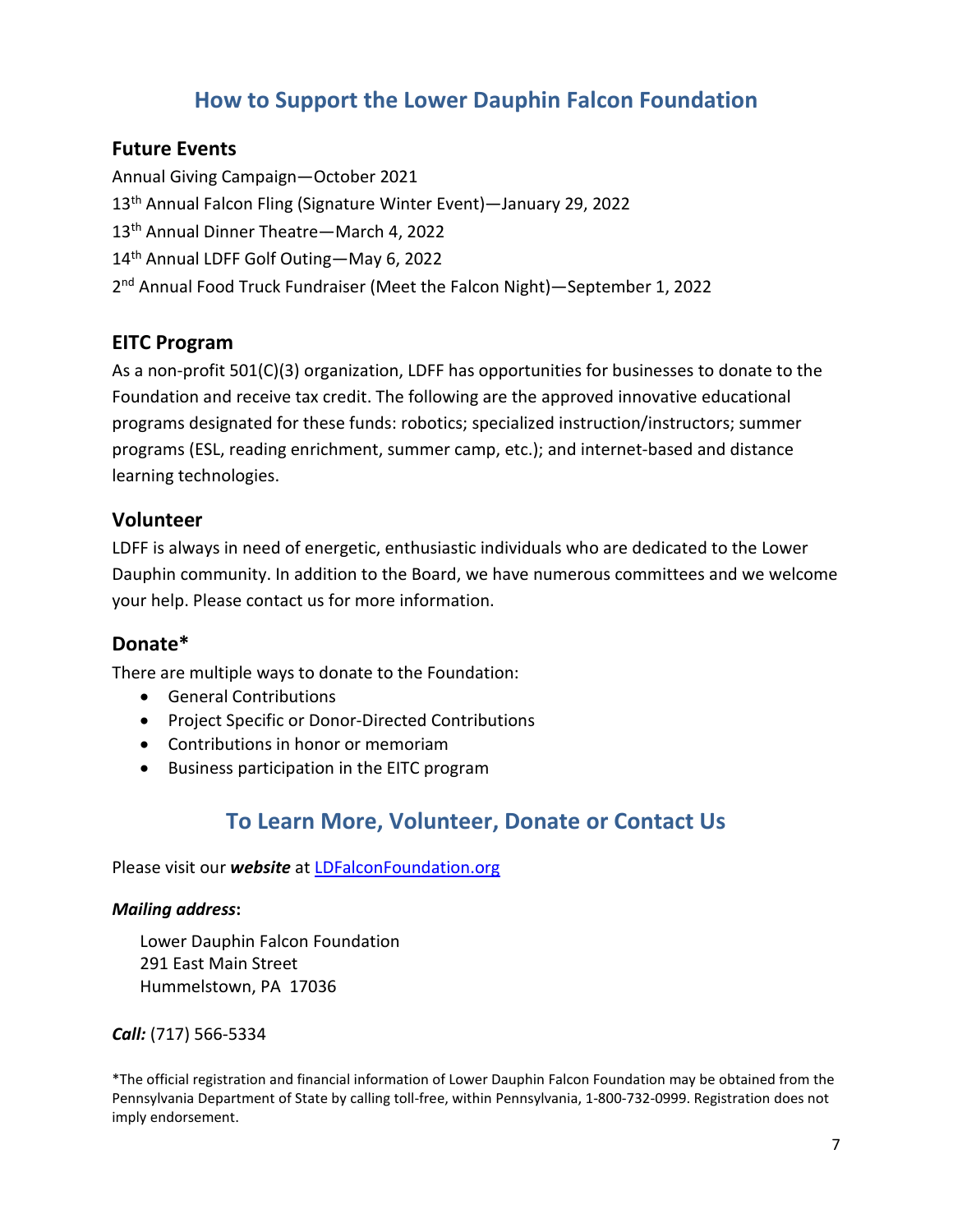## How to Support the Lower Dauphin Falcon Foundation

### Future Events

Annual Giving Campaign—October 2021
13th Annual Falcon Fling (Signature Winter Event)—January 29, 2022
13th Annual Dinner Theatre—March 4, 2022
14th Annual LDFF Golf Outing—May 6, 2022
2nd Annual Food Truck Fundraiser (Meet the Falcon Night)—September 1, 2022

### EITC Program

As a non-profit 501(C)(3) organization, LDFF has opportunities for businesses to donate to the Foundation and receive tax credit. The following are the approved innovative educational programs designated for these funds: robotics; specialized instruction/instructors; summer programs (ESL, reading enrichment, summer camp, etc.); and internet-based and distance learning technologies.

### Volunteer

LDFF is always in need of energetic, enthusiastic individuals who are dedicated to the Lower Dauphin community. In addition to the Board, we have numerous committees and we welcome your help. Please contact us for more information.

### Donate*

There are multiple ways to donate to the Foundation:

- General Contributions
- Project Specific or Donor-Directed Contributions
- Contributions in honor or memoriam
- Business participation in the EITC program

## To Learn More, Volunteer, Donate or Contact Us

Please visit our ***website*** at LDFalconFoundation.org

***Mailing address*:**

Lower Dauphin Falcon Foundation
291 East Main Street
Hummelstown, PA 17036

***Call:*** (717) 566-5334

*The official registration and financial information of Lower Dauphin Falcon Foundation may be obtained from the Pennsylvania Department of State by calling toll-free, within Pennsylvania, 1-800-732-0999. Registration does not imply endorsement.